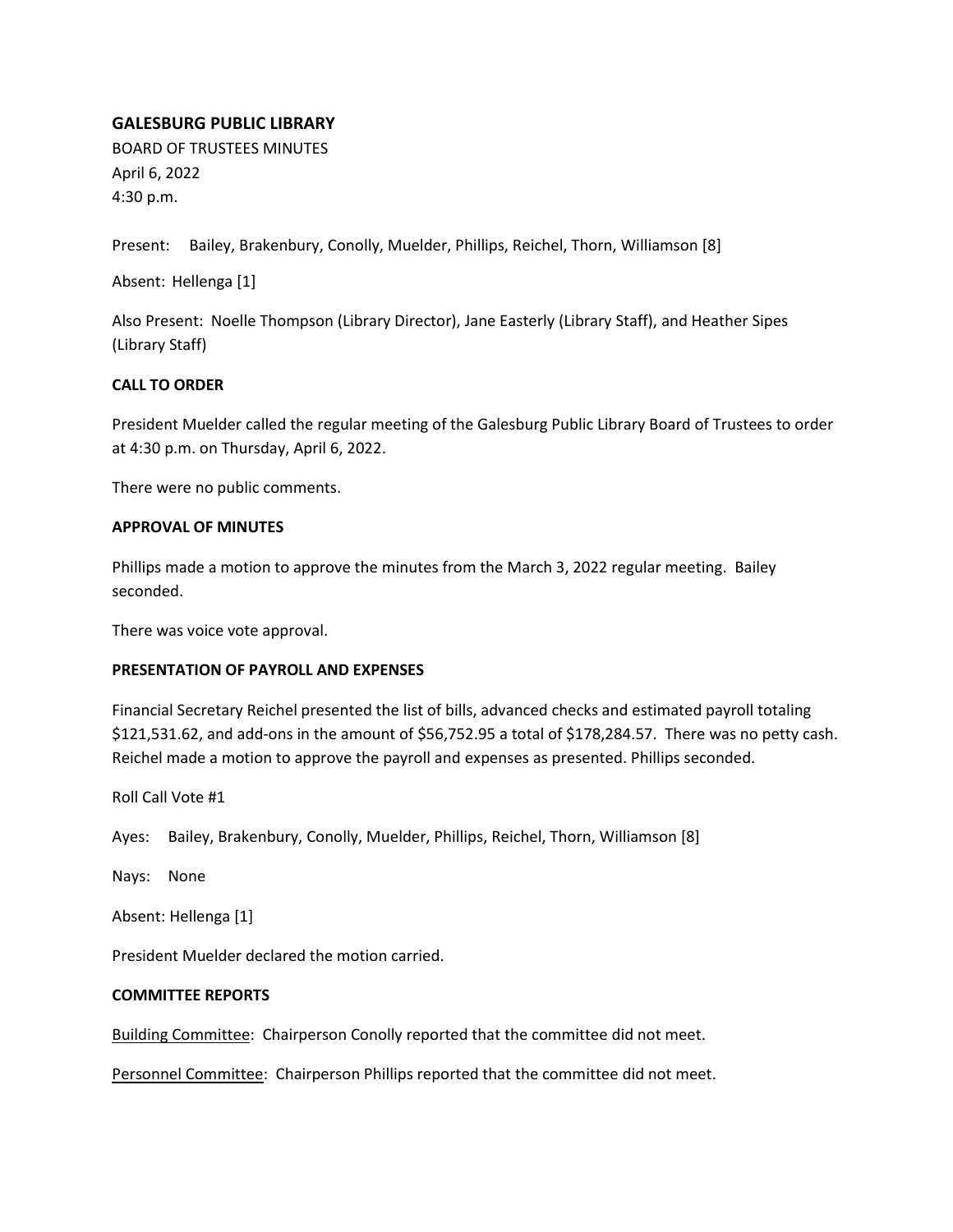## GALESBURG PUBLIC LIBRARY

BOARD OF TRUSTEES MINUTES
April 6, 2022
4:30 p.m.

Present: Bailey, Brakenbury, Conolly, Muelder, Phillips, Reichel, Thorn, Williamson [8]

Absent: Hellenga [1]

Also Present: Noelle Thompson (Library Director), Jane Easterly (Library Staff), and Heather Sipes (Library Staff)

### CALL TO ORDER

President Muelder called the regular meeting of the Galesburg Public Library Board of Trustees to order at 4:30 p.m. on Thursday, April 6, 2022.

There were no public comments.

### APPROVAL OF MINUTES

Phillips made a motion to approve the minutes from the March 3, 2022 regular meeting. Bailey seconded.

There was voice vote approval.

### PRESENTATION OF PAYROLL AND EXPENSES

Financial Secretary Reichel presented the list of bills, advanced checks and estimated payroll totaling $121,531.62, and add-ons in the amount of $56,752.95 a total of $178,284.57. There was no petty cash. Reichel made a motion to approve the payroll and expenses as presented. Phillips seconded.

Roll Call Vote #1

Ayes: Bailey, Brakenbury, Conolly, Muelder, Phillips, Reichel, Thorn, Williamson [8]

Nays: None

Absent: Hellenga [1]

President Muelder declared the motion carried.

### COMMITTEE REPORTS

Building Committee: Chairperson Conolly reported that the committee did not meet.

Personnel Committee: Chairperson Phillips reported that the committee did not meet.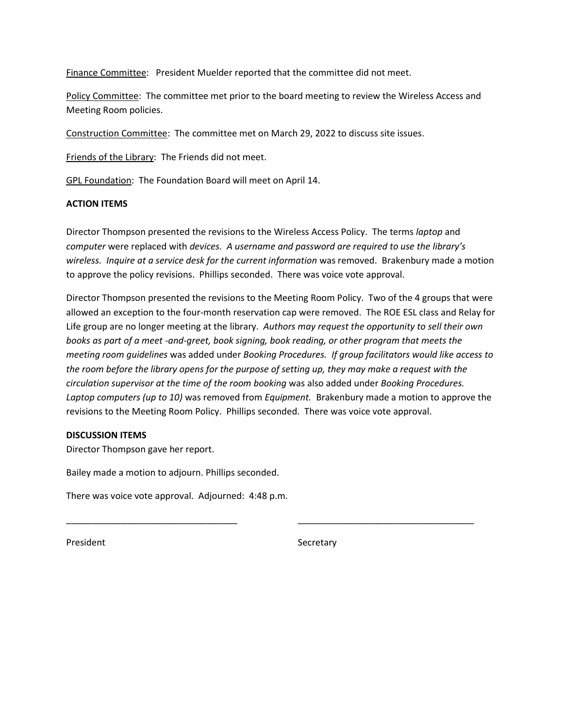<u>Finance Committee</u>: President Muelder reported that the committee did not meet.

<u>Policy Committee</u>: The committee met prior to the board meeting to review the Wireless Access and Meeting Room policies.

<u>Construction Committee</u>: The committee met on March 29, 2022 to discuss site issues.

<u>Friends of the Library</u>: The Friends did not meet.

<u>GPL Foundation</u>: The Foundation Board will meet on April 14.

**ACTION ITEMS**

Director Thompson presented the revisions to the Wireless Access Policy. The terms *laptop* and *computer* were replaced with *devices. A username and password are required to use the library's wireless. Inquire at a service desk for the current information* was removed. Brakenbury made a motion to approve the policy revisions. Phillips seconded. There was voice vote approval.

Director Thompson presented the revisions to the Meeting Room Policy. Two of the 4 groups that were allowed an exception to the four-month reservation cap were removed. The ROE ESL class and Relay for Life group are no longer meeting at the library. *Authors may request the opportunity to sell their own books as part of a meet -and-greet, book signing, book reading, or other program that meets the meeting room guidelines* was added under *Booking Procedures. If group facilitators would like access to the room before the library opens for the purpose of setting up, they may make a request with the circulation supervisor at the time of the room booking* was also added under *Booking Procedures. Laptop computers (up to 10)* was removed from *Equipment.* Brakenbury made a motion to approve the revisions to the Meeting Room Policy. Phillips seconded. There was voice vote approval.

**DISCUSSION ITEMS**

Director Thompson gave her report.

Bailey made a motion to adjourn. Phillips seconded.

There was voice vote approval. Adjourned: 4:48 p.m.

\_\_\_\_\_\_\_\_\_\_\_\_\_\_\_\_\_\_\_\_\_\_\_\_\_\_\_\_\_\_\_\_\_\_ \_\_\_\_\_\_\_\_\_\_\_\_\_\_\_\_\_\_\_\_\_\_\_\_\_\_\_\_\_\_\_\_\_\_\_\_

President Secretary